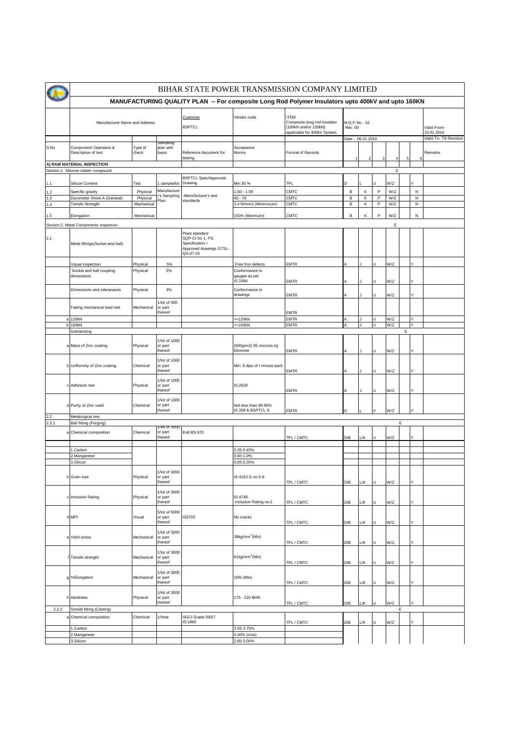# BIHAR STATE POWER TRANSMISSION COMPANY LIMITED

## MANUFACTURING QUALITY PLAN -- For composite Long Rod Polymer Insulators upto 400kV and upto 160KN

| Manufacturer Name and Address | Customer BSPTCL | Vendor code | ITEM Composite long rod insulator (160kN and/or 120kN) applicable for 400kV System | M.Q.P No - 32 Rev. 00 | Valid From- 15.01.2016 |
|---|---|---|---|---|---|
| | | | | Date - 06.01.2016 | Valid To- Till Revision |

| S.No | | Component/ Operation & Description of test | Type of check | Sampling plan with basis | Reference document for testing | Acceptance Norms | Format of Records | 1 | 2 | 3 | 4 | 5 | 6 | Remarks |
|---|---|---|---|---|---|---|---|---|---|---|---|---|---|---|
| **A) RAW MATERIAL INSPECTION** | | | | | | | | | | | | | | |
| Section:1 Silicone rubber compound | | | | | | | | | | | | E | | |
| 1.1 | | Silicon Content | Test | 1 sample/lot | BSPTCL Spec/Approved Drawing | Min 30 % | TPL | D | L | U | W/Z | | Y | |
| 1.2 | | Specific gravity | Physical | Manufacturer's Sampling Plan | Manufacturer's test standards | 1.50 - 1.59 | CMTC | B | K | P | W/Z | | N | |
| 1.3 | | Durometer Shore A (General) | Physical | | | 60 - 70 | CMTC | B | K | P | W/Z | | N | |
| 1.4 | | Tensile Strength | Mechanical | | | 3.4 N/mm2 (Minimmum) | CMTC | B | K | P | W/Z | | N | |
| 1.5 | | Elongation | Mechanical | | | 150% (Minimum) | CMTC | B | K | P | W/Z | | N | |
| Section:2. Metal Components Inspection | | | | | | | | | | | | E | | |
| 2.1 | | Metal fittings(Socket and ball) | | | Plant standard SQP-CI-01-1, PG Specification / Approved drawings GTSL-QA-07-02 | | | | | | | | | |
| | | Visual inspection | Physical | 5% | | Free fron defects | EMTR | A | J | U | W/Z | | Y | |
| | | Socket and ball coupling dimensions | Physical | 5% | | Conformance to gauges as per IS 2486 | EMTR | A | J | U | W/Z | | Y | |
| | | Dimensions and toleranaces | Physical | 3% | | Conformance to drawings | EMTR | A | J | U | W/Z | | Y | |
| | | Failing mechanical load test | Mechanical | 1/lot of 500 or part thereof | | | EMTR | | | | | | | |
| | a | 120kN | | | | >=120kN | EMTR | A | J | U | W/Z | | Y | |
| | b | 160kN | | | | >=160kN | EMTR | A | J | U | W/Z | | Y | |
| | | Galvanizing | | | | | | | | | | E | | |
| | a | Mass of Zinc coating | Physical | 1/lot of 1000 or part thereof | | (600g/m2) 85 microns by Elcomter | EMTR | A | J | U | W/Z | | Y | |
| | b | Uniformity of Zinc coating | Chemical | 1/lot of 1000 or part thereof | | Min. 6 dips of I minute each | EMTR | A | J | U | W/Z | | Y | |
| | c | Adhesion test | Physical | 1/lot of 1000 or part thereof | | IS:2629 | EMTR | A | J | U | W/Z | | Y | |
| | d | Purity of Zinc used | Chemical | 1/lot of 1000 or part thereof | | Not less than 99.95% IS 209 & BSPTCL.S | EMTR | D | L | V | W/Z | | Y | |
| 2.2 | | Metalurgical test | | | | | | | | | | | | |
| 2.2.1 | | Ball fitting (Forging) | | | | | | | | | | E | | |
| | a | Chemical composition | Chemical | 1/lot of 3000 or part thereof | En8 BS:970 | | TPL / CMTC | D/B | L/K | U | W/Z | | Y | |
| | | 1.Carbon | | | | 0.35-0.45% | | | | | | | | |
| | | 2.Manganese | | | | 0.60-1.0% | | | | | | | | |
| | | 3.Silicon | | | | 0.05-0.35% | | | | | | | | |
| | b | Grain size | Physical | 1/lot of 3000 or part thereof | | IS:4163 G.no.5-8 | TPL / CMTC | D/B | L/K | U | W/Z | | Y | |
| | c | Inclusion Rating | Physical | 1/lot of 3000 or part thereof | | IS:4748 Inclusion Rating no.2 | TPL / CMTC | D/B | L/K | U | W/Z | | Y | |
| | d | MPI | Visual | 5/lot of 5000 or part thereof | IS3703 | No cracks | TPL / CMTC | D/B | L/K | U | W/Z | | Y | |
| | e | Yeild stress | Mechanical | 1/lot of 3000 or part thereof | | $38kg/mm^2$(Min) | TPL / CMTC | D/B | L/K | U | W/Z | | Y | |
| | f | Tensile strength | Mechanical | 1/lot of 3000 or part thereof | | $61kg/mm^2$(Min) | TPL / CMTC | D/B | L/K | U | W/Z | | Y | |
| | g | %Elongation | Mechanical | 1/lot of 3000 or part thereof | | 16% (Min) | TPL / CMTC | D/B | L/K | U | W/Z | | Y | |
| | h | Hardness | Physical | 1/lot of 3000 or part thereof | | 175 - 210 BHN | TPL / CMTC | D/B | L/K | U | W/Z | | Y | |
| 2.2.2 | | Socket fitting (Casting) | | | | | | | | | | E | | |
| | a | Chemical composition | Chemical | 1/heat | SGCI Grade 500/7 IS:1865 | | TPL / CMTC | D/B | L/K | U | W/Z | | Y | |
| | | 1.Carbon | | | | 3.55-3.75% | | | | | | | | |
| | | 2.Manganese | | | | 0.40% (max) | | | | | | | | |
| | | 3.Silicon | | | | 2.60-3.00% | | | | | | | | |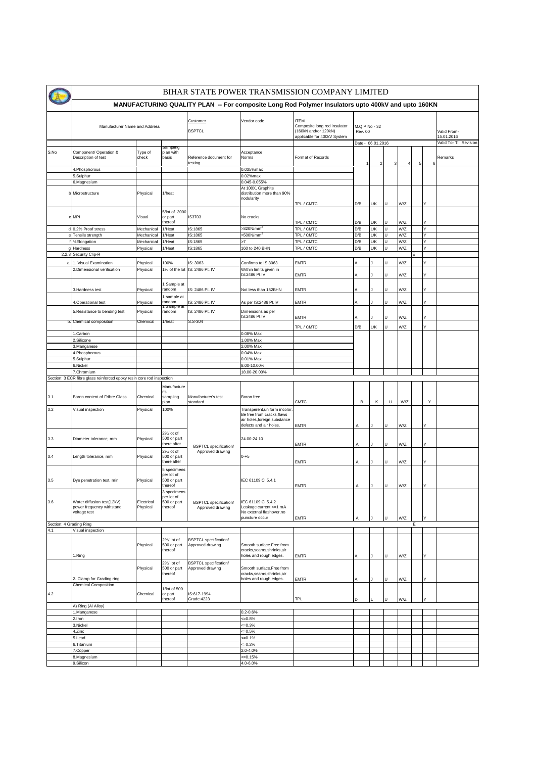# BIHAR STATE POWER TRANSMISSION COMPANY LIMITED

## MANUFACTURING QUALITY PLAN -- For composite Long Rod Polymer Insulators upto 400kV and upto 160KN

| Manufacturer Name and Address | | | Customer BSPTCL | Vendor code | ITEM Composite long rod insulator (160kN and/or 120kN) applicable for 400kV System | M.Q.P No - 32 Rev. 00 | | | | | | Valid From- 15.01.2016 |
|---|---|---|---|---|---|---|---|---|---|---|---|---|
| | | | | | | Date - 06.01.2016 | | | | | | Valid To- Till Revision |

| S.No | Component/ Operation & Description of test | Type of check | Sampling plan with basis | Reference document for testing | Acceptance Norms | Format of Records | 1 | 2 | 3 | 4 | 5 | 6 | Remarks |
|---|---|---|---|---|---|---|---|---|---|---|---|---|---|
| | 4.Phosphorous | | | | 0.035%max | | | | | | | | |
| | 5.Sulphur | | | | 0.02%max | | | | | | | | |
| | 6.Magnesium | | | | 0.045-0.055% | | | | | | | | |
| b | Microstructure | Physical | 1/heat | | At 100X, Graphite distribution more than 90% nodularity | TPL / CMTC | D/B | L/K | U | W/Z | | Y | |
| c | MPI | Visual | 5/lot of 3000 or part thereof | IS3703 | No cracks | TPL / CMTC | D/B | L/K | U | W/Z | | Y | |
| d | 0.2% Proof stress | Mechanical | 1/Heat | IS:1865 | >320N/mm$^2$ | TPL / CMTC | D/B | L/K | U | W/Z | | Y | |
| e | Tensile strength | Mechanical | 1/Heat | IS:1865 | >500N/mm$^2$ | TPL / CMTC | D/B | L/K | U | W/Z | | Y | |
| f | %Elongation | Mechanical | 1/Heat | IS:1865 | >7 | TPL / CMTC | D/B | L/K | U | W/Z | | Y | |
| g | Hardness | Physical | 1/Heat | IS:1865 | 160 to 240 BHN | TPL / CMTC | D/B | L/K | U | W/Z | | Y | |
| 2.2.3 | Security Clip-R | | | | | | | | | | E | | |
| a. | 1. Visual Examination | Physical | 100% | IS: 3063 | Confirms to IS:3063 | EMTR | A | J | U | W/Z | | Y | |
| | 2.Dimensional verification | Physical | 1% of the lot | IS: 2486 Pt. IV | Within limits given in IS:2486 Pt.IV | EMTR | A | J | U | W/Z | | Y | |
| | 3.Hardness test | Physical | 1 Sample at random | IS: 2486 Pt. IV | Not less than 152BHN | EMTR | A | J | U | W/Z | | Y | |
| | 4.Operational test | Physical | 1 sample at random | IS: 2486 Pt. IV | As per IS:2486 Pt.IV | EMTR | A | J | U | W/Z | | Y | |
| | 5.Resistance to bending test | Physical | 1 Sample at random | IS: 2486 Pt. IV | Dimensions as per IS:2486 Pt.IV | EMTR | A | J | U | W/Z | | Y | |
| b. | Chemical composition | Chemical | 1/heat | S.S-304 | | TPL / CMTC | D/B | L/K | U | W/Z | | Y | |
| | 1.Carbon | | | | 0.08% Max | | | | | | | | |
| | 2.Silicone | | | | 1.00% Max | | | | | | | | |
| | 3.Manganese | | | | 2.00% Max | | | | | | | | |
| | 4.Phosphorous | | | | 0.04% Max | | | | | | | | |
| | 5.Sulphur | | | | 0.01% Max | | | | | | | | |
| | 6.Nickel | | | | 8.00-10.00% | | | | | | | | |
| | 7.Chromium | | | | 18.00-20.00% | | | | | | | | |
| Section: 3 ECR fibre glass reinforced epoxy resin core rod inspection | | | | | | | | | | | | | |
| 3.1 | Boron content of Fribre Glass | Chemical | Manufacturer's sampling plan | Manufacturer's test standard | Boran free | CMTC | B | K | U | W/Z | | Y | |
| 3.2 | Visual inspection | Physical | 100% | BSPTCL specification/ Approved drawing | Transperent,uniform incolor. Be free from cracks,flaws air holes,foreign substance defects and air holes. | EMTR | A | J | U | W/Z | | Y | |
| 3.3 | Diameter tolerance, mm | Physical | 2%/lot of 500 or part there after | | 24.00-24.10 | EMTR | A | J | U | W/Z | | Y | |
| 3.4 | Length tolerance, mm | Physical | 2%/lot of 500 or part there after | | 0-+5 | EMTR | A | J | U | W/Z | | Y | |
| 3.5 | Dye penetration test, min | Physical | 5 specimens per lot of 500 or part thereof | | IEC 61109 Cl 5.4.1 | EMTR | A | J | U | W/Z | | Y | |
| 3.6 | Water diffusion test(12kV) power frequency withstand voltage test | Electrical Physical | 3 specimens per lot of 500 or part thereof | BSPTCL specification/ Approved drawing | IEC 61109 Cl 5.4.2 Leakage current <=1 mA No external flashover,no puncture occur | EMTR | A | J | U | W/Z | | Y | |
| Section: 4 Grading Ring | | | | | | | | | | | E | | |
| 4.1 | Visual inspection | | | | | | | | | | | | |
| | 1.Ring | Physical | 2%/ lot of 500 or part thereof | BSPTCL specification/ Approved drawing | Smooth surface.Free from cracks,seams,shrinks,air holes and rough edges. | EMTR | A | J | U | W/Z | | Y | |
| | 2. Clamp for Grading ring | Physical | 2%/ lot of 500 or part thereof | BSPTCL specification/ Approved drawing | Smooth surface.Free from cracks,seams,shrinks,air holes and rough edges. | EMTR | A | J | U | W/Z | | Y | |
| 4.2 | Chemical Composition | Chemical | 1/lot of 500 or part thereof | IS:617-1994 Grade:4223 | | TPL | D | L | U | W/Z | | Y | |
| | A) Ring (Al Alloy) | | | | | | | | | | | | |
| | 1.Manganese | | | | 0.2-0.6% | | | | | | | | |
| | 2.Iron | | | | <=0.8% | | | | | | | | |
| | 3.Nickel | | | | <=0.3% | | | | | | | | |
| | 4.Zinc | | | | <=0.5% | | | | | | | | |
| | 5.Lead | | | | <=0.1% | | | | | | | | |
| | 6.Titanium | | | | <=0.2% | | | | | | | | |
| | 7.Copper | | | | 2.0-4.0% | | | | | | | | |
| | 8.Magnesium | | | | <=0.15% | | | | | | | | |
| | 9.Silicon | | | | 4.0-6.0% | | | | | | | | |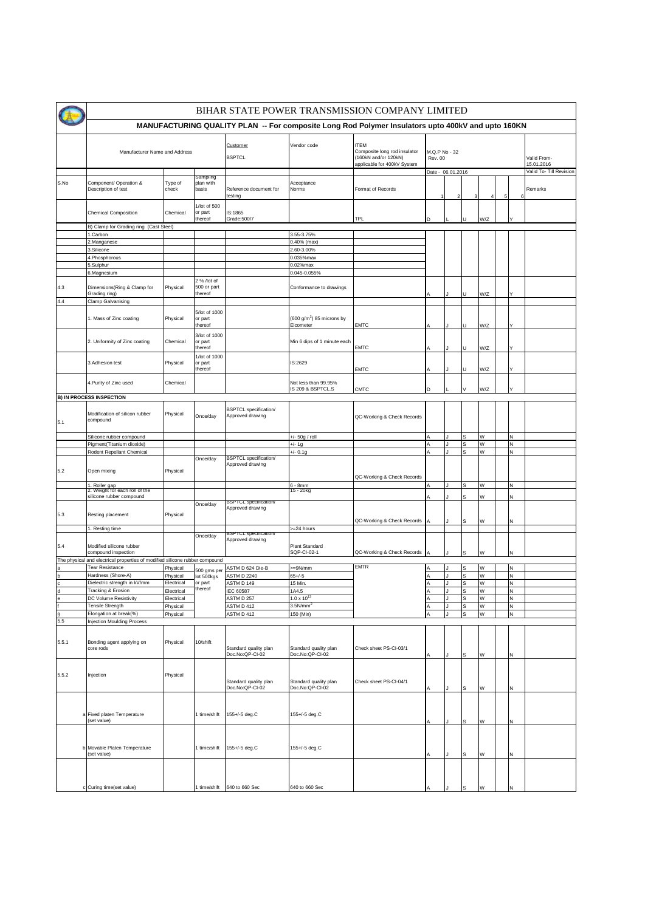# BIHAR STATE POWER TRANSMISSION COMPANY LIMITED

## MANUFACTURING QUALITY PLAN -- For composite Long Rod Polymer Insulators upto 400kV and upto 160KN

| Manufacturer Name and Address | | | Customer BSPTCL | Vendor code | ITEM Composite long rod insulator (160kN and/or 120kN) applicable for 400kV System | M.Q.P No - 32 Rev. 00 | | | | | | Valid From- 15.01.2016 |
|---|---|---|---|---|---|---|---|---|---|---|---|---|
| | | | | | | Date - 06.01.2016 | | | | | | Valid To- Till Revision |

| S.No | Component/ Operation & Description of test | Type of check | Sampling plan with basis | Reference document for testing | Acceptance Norms | Format of Records | 1 | 2 | 3 | 4 | 5 | 6 | Remarks |
|---|---|---|---|---|---|---|---|---|---|---|---|---|---|
| | Chemical Composition | Chemical | 1/lot of 500 or part thereof | IS:1865 Grade:500/7 | | TPL | D | L | U | W/Z | | Y | |
| | B) Clamp for Grading ring (Cast Steel) | | | | | | | | | | | | |
| | 1.Carbon | | | | 3.55-3.75% | | | | | | | | |
| | 2.Manganese | | | | 0.40% (max) | | | | | | | | |
| | 3.Silicone | | | | 2.60-3.00% | | | | | | | | |
| | 4.Phosphorous | | | | 0.035%max | | | | | | | | |
| | 5.Sulphur | | | | 0.02%max | | | | | | | | |
| | 6.Magnesium | | | | 0.045-0.055% | | | | | | | | |
| 4.3 | Dimensions(Ring & Clamp for Grading ring) | Physical | 2 % /lot of 500 or part thereof | | Conformance to drawings | | A | J | U | W/Z | | Y | |
| 4.4 | Clamp Galvanising | | | | | | | | | | | | |
| | 1. Mass of Zinc coating | Physical | 5/lot of 1000 or part thereof | | (600 g/m$^2$) 85 microns by Elcometer | EMTC | A | J | U | W/Z | | Y | |
| | 2. Uniformity of Zinc coating | Chemical | 3/lot of 1000 or part thereof | | Min 6 dips of 1 minute each | EMTC | A | J | U | W/Z | | Y | |
| | 3.Adhesion test | Physical | 1/lot of 1000 or part thereof | | IS:2629 | EMTC | A | J | U | W/Z | | Y | |
| | 4.Purity of Zinc used | Chemical | | | Not less than 99.95% IS 209 & BSPTCL.S | CMTC | D | L | V | W/Z | | Y | |
| **B) IN PROCESS INSPECTION** | | | | | | | | | | | | | |
| 5.1 | Modification of silicon rubber compound | Physical | Once/day | BSPTCL specification/ Approved drawing | | QC-Working & Check Records | | | | | | | |
| | Silicone rubber compound | | | . | +/- 50g / roll | | A | J | S | W | | N | |
| | Pigment(Titanium dioxide) | | | | +/- 1g | | A | J | S | W | | N | |
| | Rodent Repellant Chemical | | | | +/- 0.1g | | A | J | S | W | | N | |
| 5.2 | Open mixing | Physical | Once/day | BSPTCL specification/ Approved drawing | | QC-Working & Check Records | | | | | | | |
| | 1. Roller gap | | | | 6 - 8mm | | A | J | S | W | | N | |
| | 2. Weight for each roll of the silicone rubber compound | | | | 15 - 20kg | | A | J | S | W | | N | |
| 5.3 | Resting placement | Physical | Once/day | BSPTCL specification/ Approved drawing | | QC-Working & Check Records | A | J | S | W | | N | |
| | 1. Resting time | | | | >=24 hours | | | | | | | | |
| 5.4 | Modified silicone rubber compound inspection | | Once/day | BSPTCL specification/ Approved drawing | Plant Standard SQP-CI-02-1 | QC-Working & Check Records | A | J | S | W | | N | |
| | The physical and electrical properties of modified silicone rubber compound | | | | | | | | | | | | |
| a | Tear Resistance | Physical | 500 gms per lot 500kgs or part thereof | ASTM D 624 Die-B | >=9N/mm | EMTR | A | J | S | W | | N | |
| b | Hardness (Shore-A) | Physical | | ASTM D 2240 | 65+/-5 | | A | J | S | W | | N | |
| c | Dielectric strength in kV/mm | Electrical | | ASTM D 149 | 15 Min. | | A | J | S | W | | N | |
| d | Tracking & Erosion | Electrical | | IEC 60587 | 1A4.5 | | A | J | S | W | | N | |
| e | DC Volume Resistivity | Electrical | | ASTM D 257 | $1.0 \times 10^{13}$ | | A | J | S | W | | N | |
| f | Tensile Strength | Physical | | ASTM D 412 | 3.5N/mm$^2$ | | A | J | S | W | | N | |
| g | Elongation at break(%) | Physical | | ASTM D 412 | 150 (Min) | | A | J | S | W | | N | |
| 5.5 | Injection Moulding Process | | | | | | | | | | | | |
| 5.5.1 | Bonding agent applying on core rods | Physical | 10/shift | Standard quality plan Doc.No:QP-CI-02 | Standard quality plan Doc.No:QP-CI-02 | Check sheet PS-CI-03/1 | A | J | S | W | | N | |
| 5.5.2 | Injection | Physical | | Standard quality plan Doc.No:QP-CI-02 | Standard quality plan Doc.No:QP-CI-02 | Check sheet PS-CI-04/1 | A | J | S | W | | N | |
| | a Fixed platen Temperature (set value) | | 1 time/shift | 155+/-5 deg.C | 155+/-5 deg.C | | A | J | S | W | | N | |
| | b Movable Platen Temperature (set value) | | 1 time/shift | 155+/-5 deg.C | 155+/-5 deg.C | | A | J | S | W | | N | |
| | c Curing time(set value) | | 1 time/shift | 640 to 660 Sec | 640 to 660 Sec | | A | J | S | W | | N | |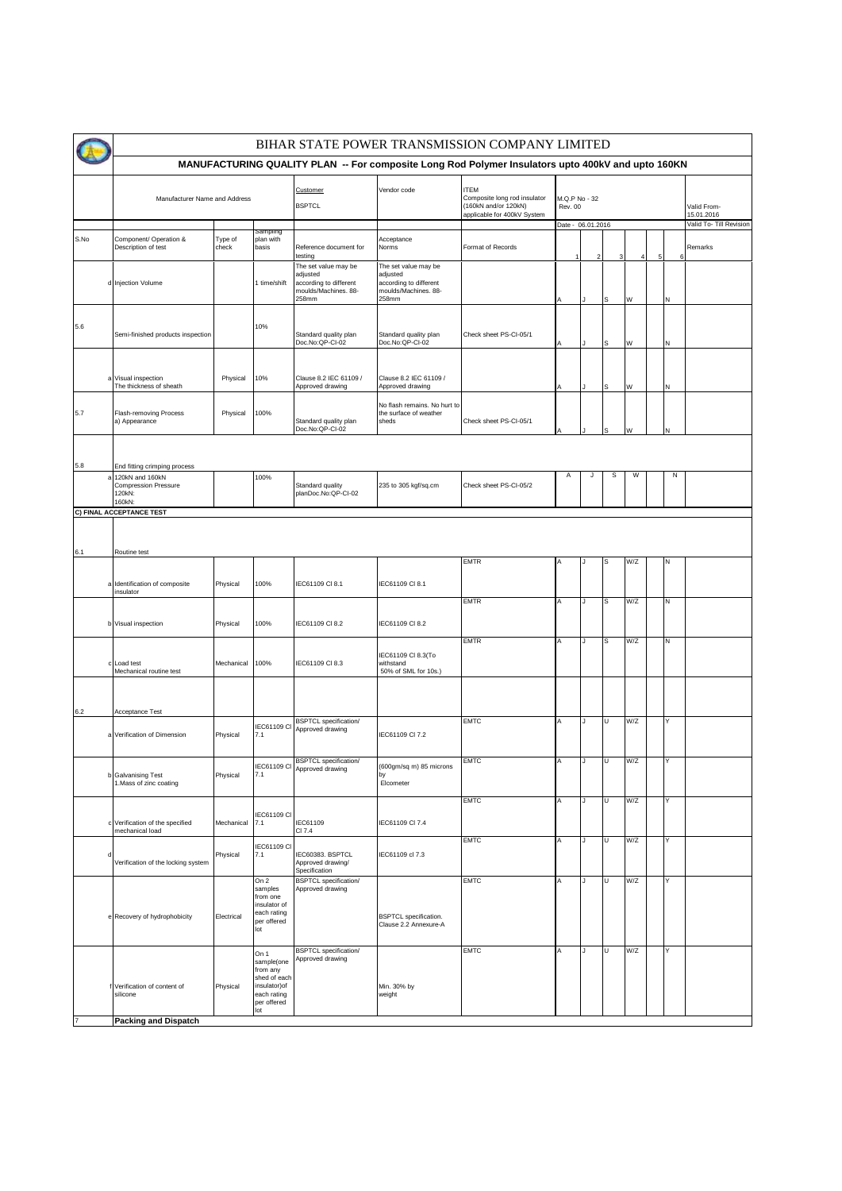# BIHAR STATE POWER TRANSMISSION COMPANY LIMITED

## MANUFACTURING QUALITY PLAN -- For composite Long Rod Polymer Insulators upto 400kV and upto 160KN

| Manufacturer Name and Address | | | Customer BSPTCL | Vendor code | ITEM Composite long rod insulator (160kN and/or 120kN) applicable for 400kV System | M.Q.P No - 32 Rev. 00 | | | | | | Valid From- 15.01.2016 |
|---|---|---|---|---|---|---|---|---|---|---|---|---|
| | | | | | | Date - 06.01.2016 | | | | | | Valid To- Till Revision |

| S.No | Component/ Operation & Description of test | Type of check | Sampling plan with basis | Reference document for testing | Acceptance Norms | Format of Records | 1 | 2 | 3 | 4 | 5 | 6 | Remarks |
|---|---|---|---|---|---|---|---|---|---|---|---|---|---|
| d | Injection Volume | | 1 time/shift | The set value may be adjusted according to different moulds/Machines. 88-258mm | The set value may be adjusted according to different moulds/Machines. 88-258mm | | A | J | S | W | | N | |
| 5.6 | Semi-finished products inspection | | 10% | Standard quality plan Doc.No:QP-CI-02 | Standard quality plan Doc.No:QP-CI-02 | Check sheet PS-CI-05/1 | A | J | S | W | | N | |
| a | Visual inspection The thickness of sheath | Physical | 10% | Clause 8.2 IEC 61109 / Approved drawing | Clause 8.2 IEC 61109 / Approved drawing | | A | J | S | W | | N | |
| 5.7 | Flash-removing Process a) Appearance | Physical | 100% | Standard quality plan Doc.No:QP-CI-02 | No flash remains. No hurt to the surface of weather sheds | Check sheet PS-CI-05/1 | A | J | S | W | | N | |
| 5.8 | End fitting crimping process | | | | | | | | | | | | |
| a | 120kN and 160kN Compression Pressure 120kN: 160kN: | | 100% | Standard quality planDoc.No:QP-CI-02 | 235 to 305 kgf/sq.cm | Check sheet PS-CI-05/2 | A | J | S | W | | N | |
| **C) FINAL ACCEPTANCE TEST** | | | | | | | | | | | | | |
| 6.1 | Routine test | | | | | | | | | | | | |
| a | Identification of composite insulator | Physical | 100% | IEC61109 Cl 8.1 | IEC61109 Cl 8.1 | EMTR | A | J | S | W/Z | | N | |
| b | Visual inspection | Physical | 100% | IEC61109 Cl 8.2 | IEC61109 Cl 8.2 | EMTR | A | J | S | W/Z | | N | |
| c | Load test Mechanical routine test | Mechanical | 100% | IEC61109 Cl 8.3 | IEC61109 Cl 8.3(To withstand 50% of SML for 10s.) | EMTR | A | J | S | W/Z | | N | |
| 6.2 | Acceptance Test | | | | | | | | | | | | |
| a | Verification of Dimension | Physical | IEC61109 Cl 7.1 | BSPTCL specification/ Approved drawing | IEC61109 Cl 7.2 | EMTC | A | J | U | W/Z | | Y | |
| b | Galvanising Test 1.Mass of zinc coating | Physical | IEC61109 Cl 7.1 | BSPTCL specification/ Approved drawing | (600gm/sq m) 85 microns by Elcometer | EMTC | A | J | U | W/Z | | Y | |
| c | Verification of the specified mechanical load | Mechanical | IEC61109 Cl 7.1 | IEC61109 Cl 7.4 | IEC61109 Cl 7.4 | EMTC | A | J | U | W/Z | | Y | |
| d | Verification of the locking system | Physical | IEC61109 Cl 7.1 | IEC60383. BSPTCL Approved drawing/ Specification | IEC61109 cl 7.3 | EMTC | A | J | U | W/Z | | Y | |
| e | Recovery of hydrophobicity | Electrical | On 2 samples from one insulator of each rating per offered lot | BSPTCL specification/ Approved drawing | BSPTCL specification. Clause 2.2 Annexure-A | EMTC | A | J | U | W/Z | | Y | |
| f | Verification of content of silicone | Physical | On 1 sample(one from any shed of each insulator)of each rating per offered lot | BSPTCL specification/ Approved drawing | Min. 30% by weight | EMTC | A | J | U | W/Z | | Y | |
| 7 | **Packing and Dispatch** | | | | | | | | | | | | |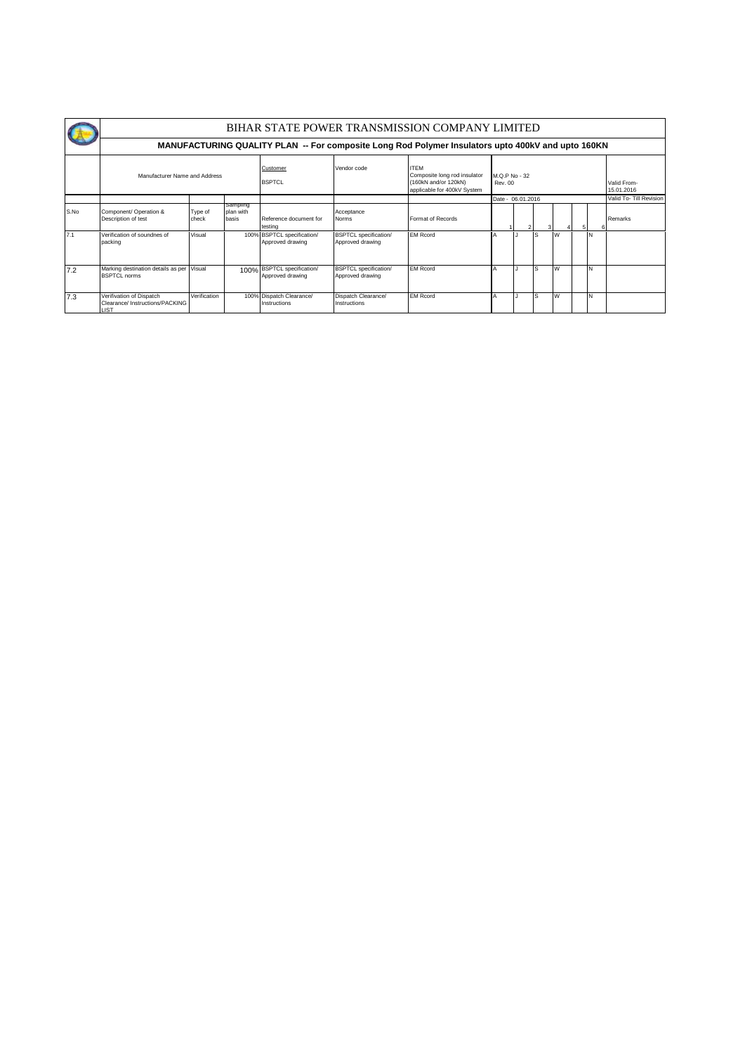# BIHAR STATE POWER TRANSMISSION COMPANY LIMITED

## MANUFACTURING QUALITY PLAN -- For composite Long Rod Polymer Insulators upto 400kV and upto 160KN

| Manufacturer Name and Address | Customer BSPTCL | Vendor code | ITEM Composite long rod insulator (160kN and/or 120kN) applicable for 400kV System | M.Q.P No - 32 Rev. 00 | Valid From- 15.01.2016 |
|---|---|---|---|---|---|
| | | | | Date - 06.01.2016 | Valid To- Till Revision |

| S.No | Component/ Operation & Description of test | Type of check | Sampling plan with basis | Reference document for testing | Acceptance Norms | Format of Records | 1 | 2 | 3 | 4 | 5 | 6 | Remarks |
|---|---|---|---|---|---|---|---|---|---|---|---|---|---|
| 7.1 | Verification of soundnes of packing | Visual | 100% | BSPTCL specification/ Approved drawing | BSPTCL specification/ Approved drawing | EM Rcord | A | J | S | W | | N | |
| 7.2 | Marking destination details as per BSPTCL norms | Visual | 100% | BSPTCL specification/ Approved drawing | BSPTCL specification/ Approved drawing | EM Rcord | A | J | S | W | | N | |
| 7.3 | Verifivation of Dispatch Clearance/ Instructions/PACKING LIST | Verification | 100% | Dispatch Clearance/ Instructions | Dispatch Clearance/ Instructions | EM Rcord | A | J | S | W | | N | |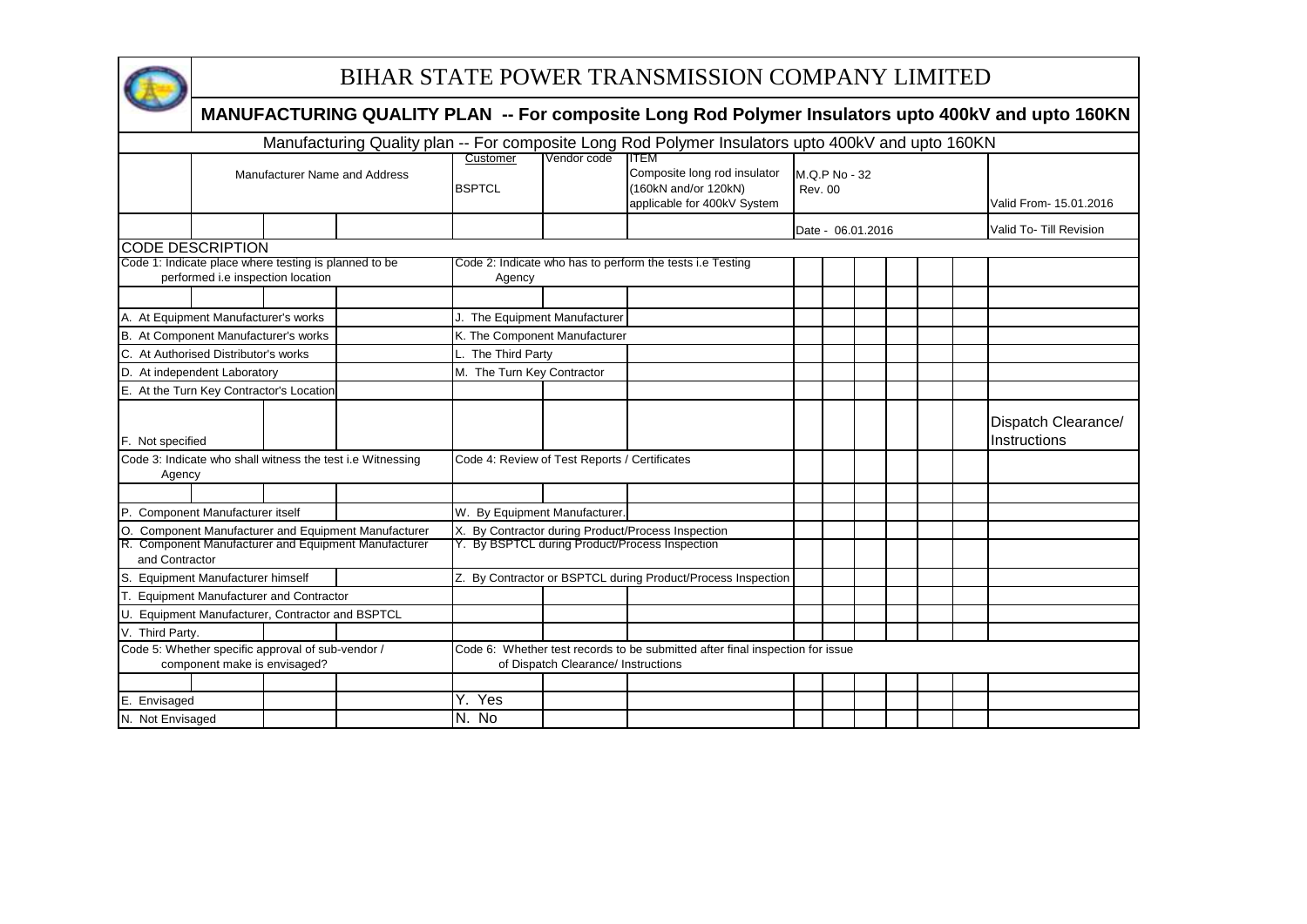# BIHAR STATE POWER TRANSMISSION COMPANY LIMITED

## MANUFACTURING QUALITY PLAN -- For composite Long Rod Polymer Insulators upto 400kV and upto 160KN

Manufacturing Quality plan -- For composite Long Rod Polymer Insulators upto 400kV and upto 160KN

| Manufacturer Name and Address | Customer | Vendor code | ITEM | M.Q.P No - 32 Rev. 00 | Valid From- 15.01.2016 |
|---|---|---|---|---|---|
| | BSPTCL | | Composite long rod insulator (160kN and/or 120kN) applicable for 400kV System | Date - 06.01.2016 | Valid To- Till Revision |

### CODE DESCRIPTION

| Code 1: Indicate place where testing is planned to be performed i.e inspection location | Code 2: Indicate who has to perform the tests i.e Testing Agency |
|---|---|
| A. At Equipment Manufacturer's works | J. The Equipment Manufacturer |
| B. At Component Manufacturer's works | K. The Component Manufacturer |
| C. At Authorised Distributor's works | L. The Third Party |
| D. At independent Laboratory | M. The Turn Key Contractor |
| E. At the Turn Key Contractor's Location | |
| F. Not specified | |

Dispatch Clearance/ Instructions

| Code 3: Indicate who shall witness the test i.e Witnessing Agency | Code 4: Review of Test Reports / Certificates |
|---|---|
| P. Component Manufacturer itself | W. By Equipment Manufacturer. |
| Q. Component Manufacturer and Equipment Manufacturer | X. By Contractor during Product/Process Inspection |
| R. Component Manufacturer and Equipment Manufacturer and Contractor | Y. By BSPTCL during Product/Process Inspection |
| S. Equipment Manufacturer himself | Z. By Contractor or BSPTCL during Product/Process Inspection |
| T. Equipment Manufacturer and Contractor | |
| U. Equipment Manufacturer, Contractor and BSPTCL | |
| V. Third Party. | |

| Code 5: Whether specific approval of sub-vendor / component make is envisaged? | Code 6: Whether test records to be submitted after final inspection for issue of Dispatch Clearance/ Instructions |
|---|---|
| E. Envisaged | Y. Yes |
| N. Not Envisaged | N. No |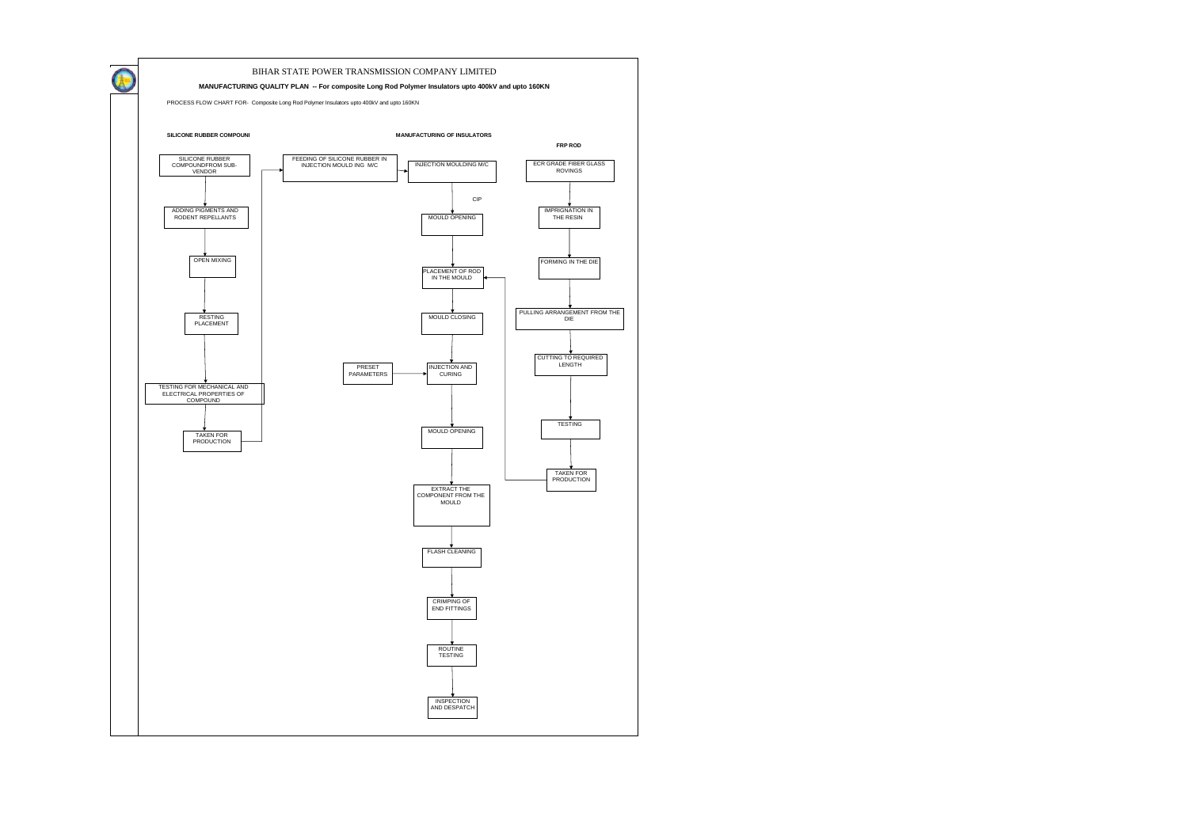# BIHAR STATE POWER TRANSMISSION COMPANY LIMITED

**MANUFACTURING QUALITY PLAN -- For composite Long Rod Polymer Insulators upto 400kV and upto 160KN**

PROCESS FLOW CHART FOR- Composite Long Rod Polymer Insulators upto 400kV and upto 160KN

**SILICONE RUBBER COMPOUNI**

- SILICONE RUBBER COMPOUNDFROM SUB-VENDOR
- ↓ ADDING PIGMENTS AND RODENT REPELLANTS
- ↓ OPEN MIXING
- ↓ RESTING PLACEMENT
- ↓ TESTING FOR MECHANICAL AND ELECTRICAL PROPERTIES OF COMPOUND
- ↓ TAKEN FOR PRODUCTION → FEEDING OF SILICONE RUBBER IN INJECTION MOULD ING M/C

**MANUFACTURING OF INSULATORS**

- FEEDING OF SILICONE RUBBER IN INJECTION MOULD ING M/C → INJECTION MOULDING M/C
- ↓ (CIP) MOULD OPENING
- ↓ PLACEMENT OF ROD IN THE MOULD
- ↓ MOULD CLOSING
- ↓ INJECTION AND CURING (← PRESET PARAMETERS)
- ↓ MOULD OPENING
- ↓ EXTRACT THE COMPONENT FROM THE MOULD
- ↓ FLASH CLEANING
- ↓ CRIMPING OF END FITTINGS
- ↓ ROUTINE TESTING
- ↓ INSPECTION AND DESPATCH

**FRP ROD**

- ECR GRADE FIBER GLASS ROVINGS
- ↓ IMPRIGNATION IN THE RESIN
- ↓ FORMING IN THE DIE
- ↓ PULLING ARRANGEMENT FROM THE DIE
- ↓ CUTTING TO REQUIRED LENGTH
- ↓ TESTING
- ↓ TAKEN FOR PRODUCTION → PLACEMENT OF ROD IN THE MOULD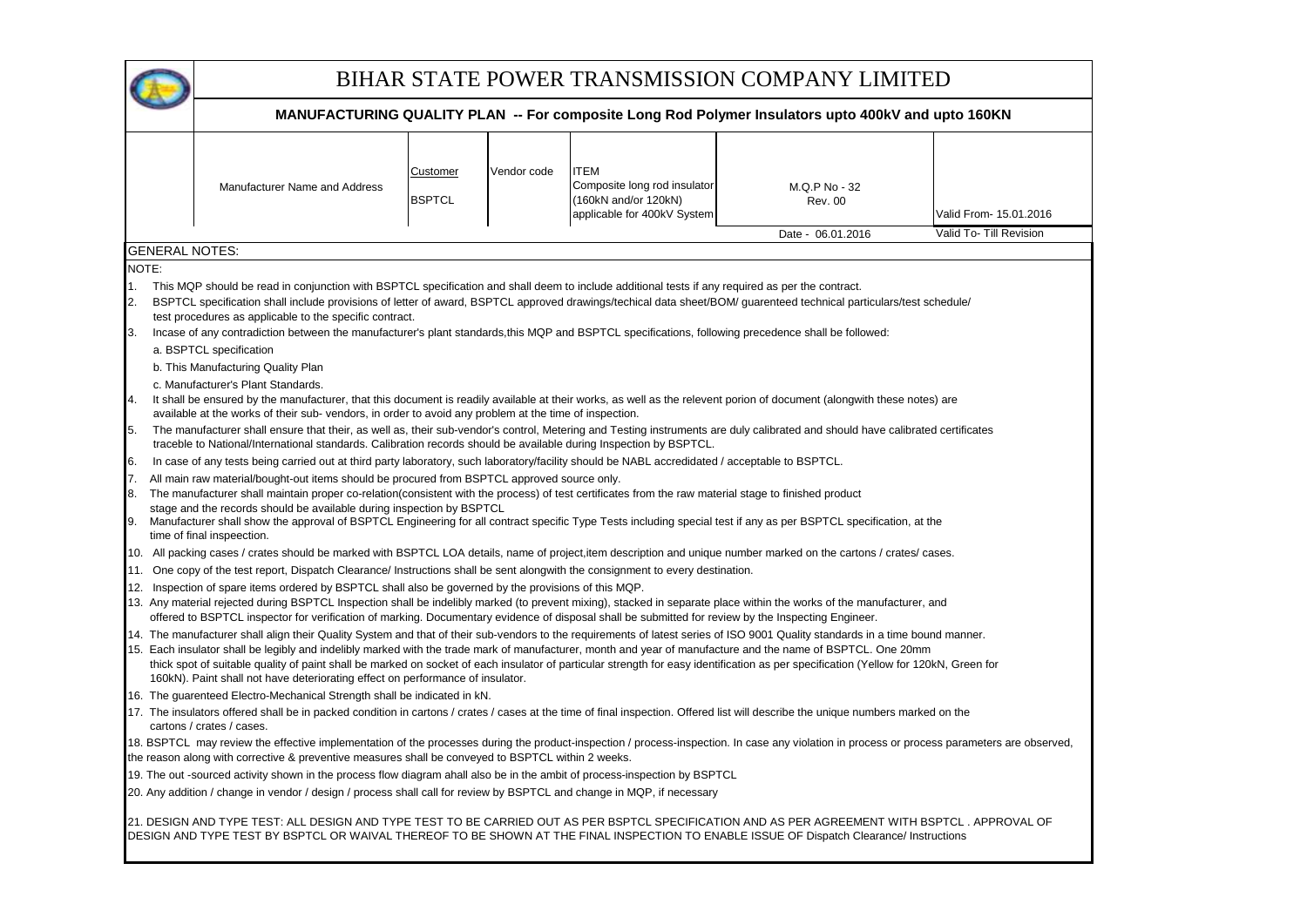# BIHAR STATE POWER TRANSMISSION COMPANY LIMITED

## MANUFACTURING QUALITY PLAN -- For composite Long Rod Polymer Insulators upto 400kV and upto 160KN

| | | | | |
|---|---|---|---|---|
| Manufacturer Name and Address | Customer<br>BSPTCL | Vendor code | ITEM<br>Composite long rod insulator (160kN and/or 120kN) applicable for 400kV System | M.Q.P No - 32<br>Rev. 00 | Valid From- 15.01.2016 |
| | | | | Date - 06.01.2016 | Valid To- Till Revision |

GENERAL NOTES:

NOTE:

1. This MQP should be read in conjunction with BSPTCL specification and shall deem to include additional tests if any required as per the contract.
2. BSPTCL specification shall include provisions of letter of award, BSPTCL approved drawings/techical data sheet/BOM/ guarenteed technical particulars/test schedule/ test procedures as applicable to the specific contract.
3. Incase of any contradiction between the manufacturer's plant standards,this MQP and BSPTCL specifications, following precedence shall be followed:
   a. BSPTCL specification
   b. This Manufacturing Quality Plan
   c. Manufacturer's Plant Standards.
4. It shall be ensured by the manufacturer, that this document is readily available at their works, as well as the relevent porion of document (alongwith these notes) are available at the works of their sub- vendors, in order to avoid any problem at the time of inspection.
5. The manufacturer shall ensure that their, as well as, their sub-vendor's control, Metering and Testing instruments are duly calibrated and should have calibrated certificates traceble to National/International standards. Calibration records should be available during Inspection by BSPTCL.
6. In case of any tests being carried out at third party laboratory, such laboratory/facility should be NABL accredidated / acceptable to BSPTCL.
7. All main raw material/bought-out items should be procured from BSPTCL approved source only.
8. The manufacturer shall maintain proper co-relation(consistent with the process) of test certificates from the raw material stage to finished product stage and the records should be available during inspection by BSPTCL
9. Manufacturer shall show the approval of BSPTCL Engineering for all contract specific Type Tests including special test if any as per BSPTCL specification, at the time of final inspeection.
10. All packing cases / crates should be marked with BSPTCL LOA details, name of project,item description and unique number marked on the cartons / crates/ cases.
11. One copy of the test report, Dispatch Clearance/ Instructions shall be sent alongwith the consignment to every destination.
12. Inspection of spare items ordered by BSPTCL shall also be governed by the provisions of this MQP.
13. Any material rejected during BSPTCL Inspection shall be indelibly marked (to prevent mixing), stacked in separate place within the works of the manufacturer, and offered to BSPTCL inspector for verification of marking. Documentary evidence of disposal shall be submitted for review by the Inspecting Engineer.
14. The manufacturer shall align their Quality System and that of their sub-vendors to the requirements of latest series of ISO 9001 Quality standards in a time bound manner.
15. Each insulator shall be legibly and indelibly marked with the trade mark of manufacturer, month and year of manufacture and the name of BSPTCL. One 20mm thick spot of suitable quality of paint shall be marked on socket of each insulator of particular strength for easy identification as per specification (Yellow for 120kN, Green for 160kN). Paint shall not have deteriorating effect on performance of insulator.
16. The guarenteed Electro-Mechanical Strength shall be indicated in kN.
17. The insulators offered shall be in packed condition in cartons / crates / cases at the time of final inspection. Offered list will describe the unique numbers marked on the cartons / crates / cases.
18. BSPTCL may review the effective implementation of the processes during the product-inspection / process-inspection. In case any violation in process or process parameters are observed, the reason along with corrective & preventive measures shall be conveyed to BSPTCL within 2 weeks.
19. The out -sourced activity shown in the process flow diagram ahall also be in the ambit of process-inspection by BSPTCL
20. Any addition / change in vendor / design / process shall call for review by BSPTCL and change in MQP, if necessary
21. DESIGN AND TYPE TEST: ALL DESIGN AND TYPE TEST TO BE CARRIED OUT AS PER BSPTCL SPECIFICATION AND AS PER AGREEMENT WITH BSPTCL . APPROVAL OF DESIGN AND TYPE TEST BY BSPTCL OR WAIVAL THEREOF TO BE SHOWN AT THE FINAL INSPECTION TO ENABLE ISSUE OF Dispatch Clearance/ Instructions